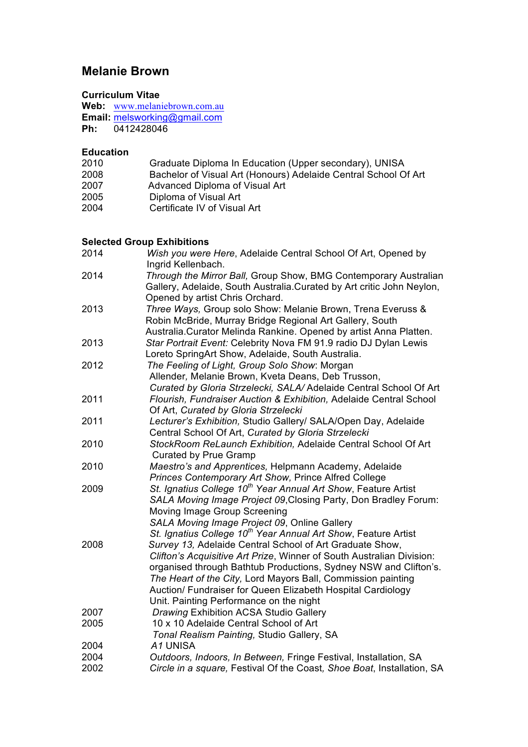# Melanie Brown

**Curriculum Vitae**
**Web:** www.melaniebrown.com.au
**Email:** melsworking@gmail.com
**Ph:** 0412428046

### Education

2010 Graduate Diploma In Education (Upper secondary), UNISA
2008 Bachelor of Visual Art (Honours) Adelaide Central School Of Art
2007 Advanced Diploma of Visual Art
2005 Diploma of Visual Art
2004 Certificate IV of Visual Art

### Selected Group Exhibitions

2014 *Wish you were Here*, Adelaide Central School Of Art, Opened by Ingrid Kellenbach.

2014 *Through the Mirror Ball,* Group Show, BMG Contemporary Australian Gallery, Adelaide, South Australia.Curated by Art critic John Neylon, Opened by artist Chris Orchard.

2013 *Three Ways,* Group solo Show: Melanie Brown, Trena Everuss & Robin McBride, Murray Bridge Regional Art Gallery, South Australia.Curator Melinda Rankine. Opened by artist Anna Platten.

2013 *Star Portrait Event:* Celebrity Nova FM 91.9 radio DJ Dylan Lewis Loreto SpringArt Show, Adelaide, South Australia.

2012 *The Feeling of Light, Group Solo Show*: Morgan Allender, Melanie Brown, Kveta Deans, Deb Trusson, *Curated by Gloria Strzelecki, SALA/* Adelaide Central School Of Art

2011 *Flourish, Fundraiser Auction & Exhibition,* Adelaide Central School Of Art, *Curated by Gloria Strzelecki*

2011 *Lecturer's Exhibition,* Studio Gallery/ SALA/Open Day, Adelaide Central School Of Art, *Curated by Gloria Strzelecki*

2010 *StockRoom ReLaunch Exhibition,* Adelaide Central School Of Art Curated by Prue Gramp

2010 *Maestro's and Apprentices,* Helpmann Academy, Adelaide
*Princes Contemporary Art Show,* Prince Alfred College

2009 *St. Ignatius College 10th Year Annual Art Show*, Feature Artist
*SALA Moving Image Project 09*,Closing Party, Don Bradley Forum: Moving Image Group Screening
*SALA Moving Image Project 09*, Online Gallery
*St. Ignatius College 10th Year Annual Art Show*, Feature Artist

2008 *Survey 13,* Adelaide Central School of Art Graduate Show,
*Clifton's Acquisitive Art Prize*, Winner of South Australian Division: organised through Bathtub Productions, Sydney NSW and Clifton's.
*The Heart of the City,* Lord Mayors Ball, Commission painting Auction/ Fundraiser for Queen Elizabeth Hospital Cardiology Unit. Painting Performance on the night

2007 *Drawing* Exhibition ACSA Studio Gallery

2005 10 x 10 Adelaide Central School of Art
*Tonal Realism Painting,* Studio Gallery, SA

2004 *A1* UNISA

2004 *Outdoors, Indoors, In Between,* Fringe Festival, Installation, SA

2002 *Circle in a square,* Festival Of the Coast*, Shoe Boat*, Installation, SA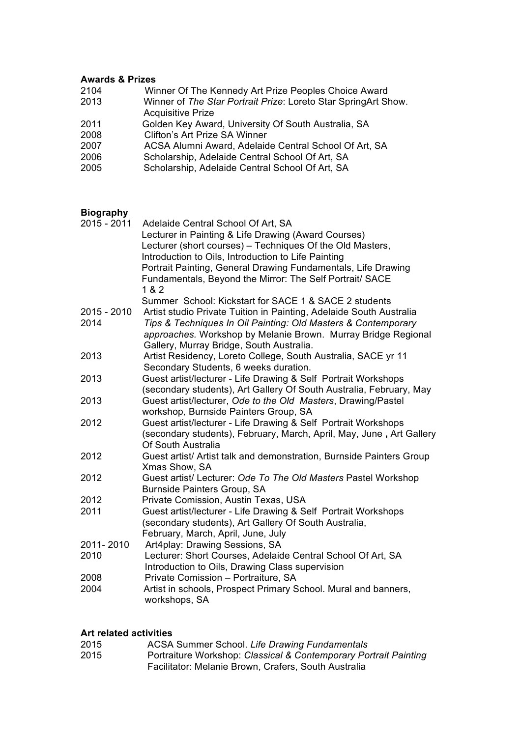**Awards & Prizes**

| | |
|---|---|
| 2104 | Winner Of The Kennedy Art Prize Peoples Choice Award |
| 2013 | Winner of *The Star Portrait Prize*: Loreto Star SpringArt Show. Acquisitive Prize |
| 2011 | Golden Key Award, University Of South Australia, SA |
| 2008 | Clifton's Art Prize SA Winner |
| 2007 | ACSA Alumni Award, Adelaide Central School Of Art, SA |
| 2006 | Scholarship, Adelaide Central School Of Art, SA |
| 2005 | Scholarship, Adelaide Central School Of Art, SA |

**Biography**

| | |
|---|---|
| 2015 - 2011 | Adelaide Central School Of Art, SA<br>Lecturer in Painting & Life Drawing (Award Courses)<br>Lecturer (short courses) – Techniques Of the Old Masters, Introduction to Oils, Introduction to Life Painting<br>Portrait Painting, General Drawing Fundamentals, Life Drawing Fundamentals, Beyond the Mirror: The Self Portrait/ SACE 1 & 2<br>Summer School: Kickstart for SACE 1 & SACE 2 students |
| 2015 - 2010 | Artist studio Private Tuition in Painting, Adelaide South Australia |
| 2014 | *Tips & Techniques In Oil Painting: Old Masters & Contemporary approaches.* Workshop by Melanie Brown. Murray Bridge Regional Gallery, Murray Bridge, South Australia. |
| 2013 | Artist Residency, Loreto College, South Australia, SACE yr 11 Secondary Students, 6 weeks duration. |
| 2013 | Guest artist/lecturer - Life Drawing & Self Portrait Workshops (secondary students), Art Gallery Of South Australia, February, May |
| 2013 | Guest artist/lecturer, *Ode to the Old Masters*, Drawing/Pastel workshop, Burnside Painters Group, SA |
| 2012 | Guest artist/lecturer - Life Drawing & Self Portrait Workshops (secondary students), February, March, April, May, June **,** Art Gallery Of South Australia |
| 2012 | Guest artist/ Artist talk and demonstration, Burnside Painters Group Xmas Show, SA |
| 2012 | Guest artist/ Lecturer: *Ode To The Old Masters* Pastel Workshop Burnside Painters Group, SA |
| 2012 | Private Comission, Austin Texas, USA |
| 2011 | Guest artist/lecturer - Life Drawing & Self Portrait Workshops (secondary students), Art Gallery Of South Australia, February, March, April, June, July |
| 2011- 2010 | Art4play: Drawing Sessions, SA |
| 2010 | Lecturer: Short Courses, Adelaide Central School Of Art, SA Introduction to Oils, Drawing Class supervision |
| 2008 | Private Comission – Portraiture, SA |
| 2004 | Artist in schools, Prospect Primary School. Mural and banners, workshops, SA |

**Art related activities**

| | |
|---|---|
| 2015 | ACSA Summer School. *Life Drawing Fundamentals* |
| 2015 | Portraiture Workshop: *Classical & Contemporary Portrait Painting* Facilitator: Melanie Brown, Crafers, South Australia |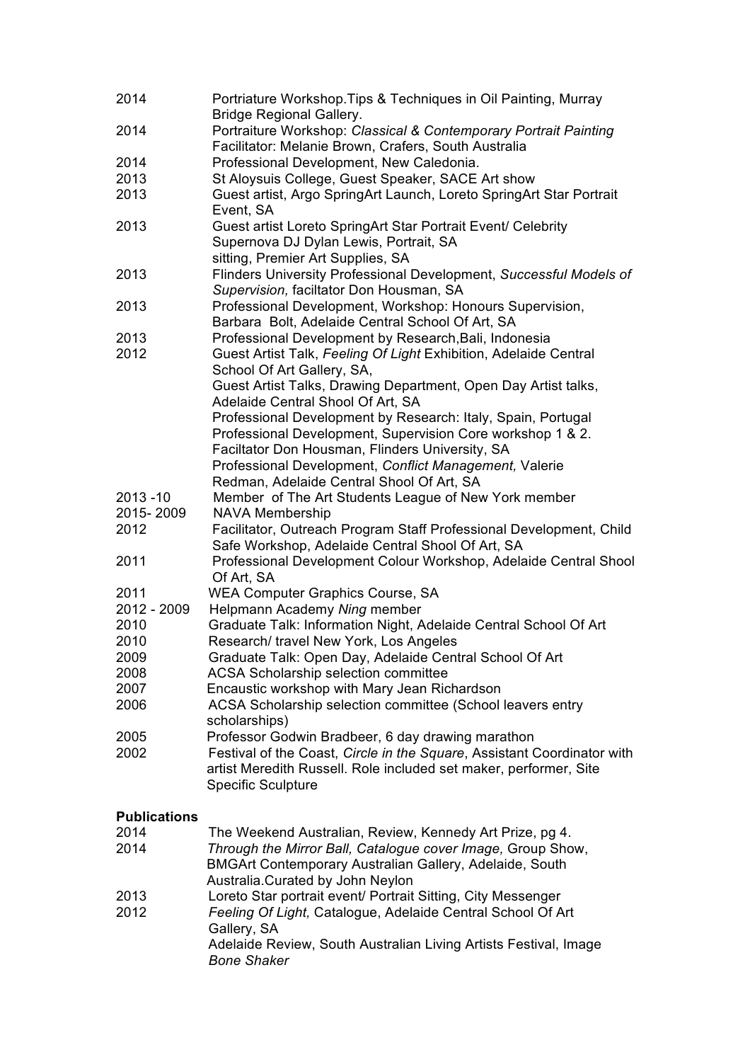| | |
|---|---|
| 2014 | Portriature Workshop.Tips & Techniques in Oil Painting, Murray Bridge Regional Gallery. |
| 2014 | Portraiture Workshop: *Classical & Contemporary Portrait Painting* Facilitator: Melanie Brown, Crafers, South Australia |
| 2014 | Professional Development, New Caledonia. |
| 2013 | St Aloysuis College, Guest Speaker, SACE Art show |
| 2013 | Guest artist, Argo SpringArt Launch, Loreto SpringArt Star Portrait Event, SA |
| 2013 | Guest artist Loreto SpringArt Star Portrait Event/ Celebrity Supernova DJ Dylan Lewis, Portrait, SA sitting, Premier Art Supplies, SA |
| 2013 | Flinders University Professional Development, *Successful Models of Supervision,* faciltator Don Housman, SA |
| 2013 | Professional Development, Workshop: Honours Supervision, Barbara Bolt, Adelaide Central School Of Art, SA |
| 2013 | Professional Development by Research,Bali, Indonesia |
| 2012 | Guest Artist Talk, *Feeling Of Light* Exhibition, Adelaide Central School Of Art Gallery, SA, |
| | Guest Artist Talks, Drawing Department, Open Day Artist talks, Adelaide Central Shool Of Art, SA |
| | Professional Development by Research: Italy, Spain, Portugal |
| | Professional Development, Supervision Core workshop 1 & 2. Faciltator Don Housman, Flinders University, SA |
| | Professional Development, *Conflict Management,* Valerie Redman, Adelaide Central Shool Of Art, SA |
| 2013 -10 | Member of The Art Students League of New York member |
| 2015- 2009 | NAVA Membership |
| 2012 | Facilitator, Outreach Program Staff Professional Development, Child Safe Workshop, Adelaide Central Shool Of Art, SA |
| 2011 | Professional Development Colour Workshop, Adelaide Central Shool Of Art, SA |
| 2011 | WEA Computer Graphics Course, SA |
| 2012 - 2009 | Helpmann Academy *Ning* member |
| 2010 | Graduate Talk: Information Night, Adelaide Central School Of Art |
| 2010 | Research/ travel New York, Los Angeles |
| 2009 | Graduate Talk: Open Day, Adelaide Central School Of Art |
| 2008 | ACSA Scholarship selection committee |
| 2007 | Encaustic workshop with Mary Jean Richardson |
| 2006 | ACSA Scholarship selection committee (School leavers entry scholarships) |
| 2005 | Professor Godwin Bradbeer, 6 day drawing marathon |
| 2002 | Festival of the Coast, *Circle in the Square*, Assistant Coordinator with artist Meredith Russell. Role included set maker, performer, Site Specific Sculpture |

**Publications**

| | |
|---|---|
| 2014 | The Weekend Australian, Review, Kennedy Art Prize, pg 4. |
| 2014 | *Through the Mirror Ball, Catalogue cover Image,* Group Show, BMGArt Contemporary Australian Gallery, Adelaide, South Australia.Curated by John Neylon |
| 2013 | Loreto Star portrait event/ Portrait Sitting, City Messenger |
| 2012 | *Feeling Of Light,* Catalogue, Adelaide Central School Of Art Gallery, SA |
| | Adelaide Review, South Australian Living Artists Festival, Image *Bone Shaker* |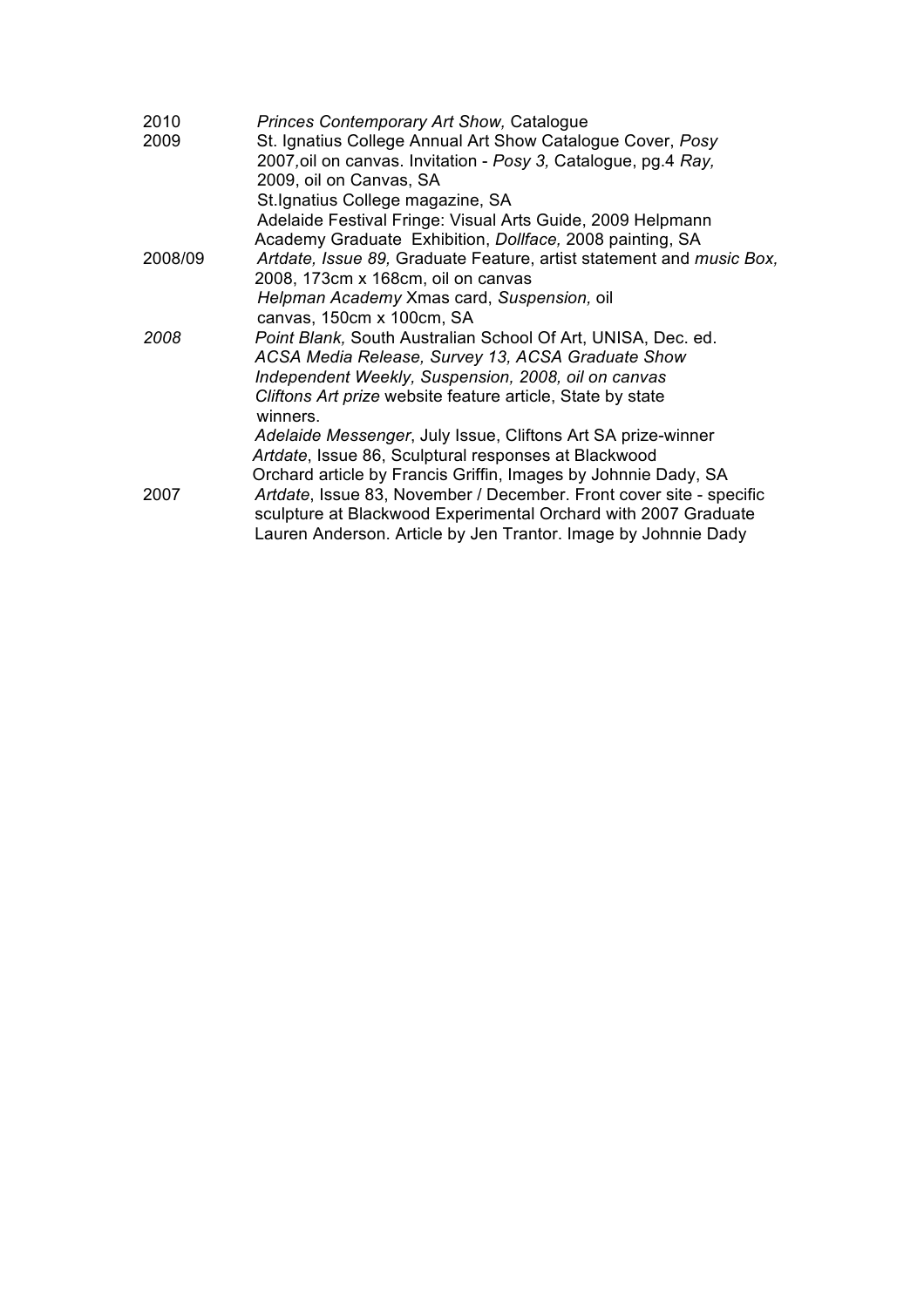| | |
|---|---|
| 2010 | *Princes Contemporary Art Show,* Catalogue |
| 2009 | St. Ignatius College Annual Art Show Catalogue Cover, *Posy* 2007,oil on canvas. Invitation - *Posy 3,* Catalogue, pg.4 *Ray,* 2009, oil on Canvas, SA |
| | St.Ignatius College magazine, SA |
| | Adelaide Festival Fringe: Visual Arts Guide, 2009 Helpmann Academy Graduate Exhibition, *Dollface,* 2008 painting, SA |
| 2008/09 | *Artdate, Issue 89,* Graduate Feature, artist statement and *music Box,* 2008, 173cm x 168cm, oil on canvas |
| | *Helpman Academy* Xmas card, *Suspension,* oil canvas, 150cm x 100cm, SA |
| *2008* | *Point Blank,* South Australian School Of Art, UNISA, Dec. ed. |
| | *ACSA Media Release, Survey 13, ACSA Graduate Show* |
| | *Independent Weekly, Suspension, 2008, oil on canvas* |
| | *Cliftons Art prize* website feature article, State by state winners. |
| | *Adelaide Messenger*, July Issue, Cliftons Art SA prize-winner |
| | *Artdate*, Issue 86, Sculptural responses at Blackwood Orchard article by Francis Griffin, Images by Johnnie Dady, SA |
| 2007 | *Artdate*, Issue 83, November / December. Front cover site - specific sculpture at Blackwood Experimental Orchard with 2007 Graduate Lauren Anderson. Article by Jen Trantor. Image by Johnnie Dady |